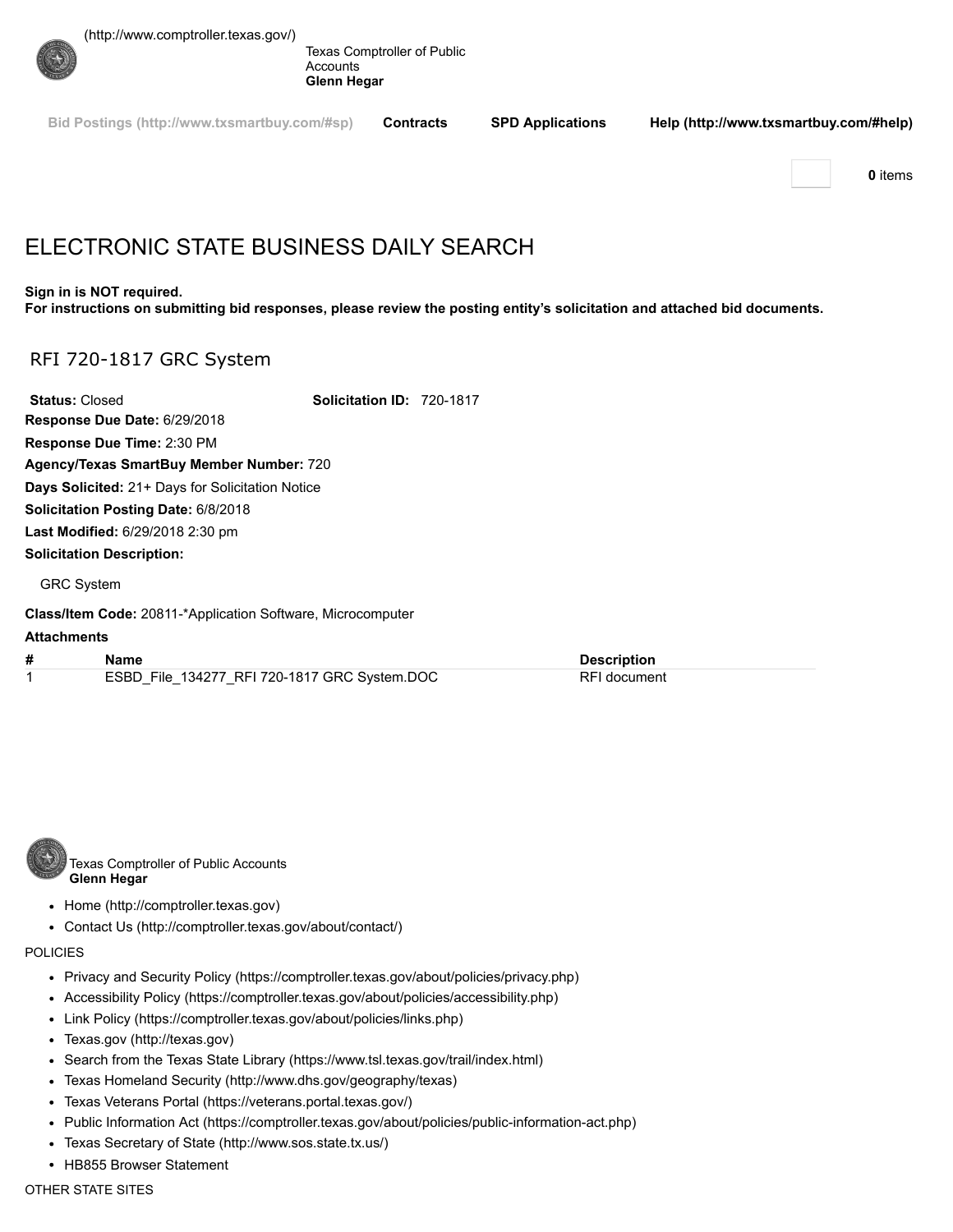(http://www.comptroller.texas.gov/)

Texas Comptroller of Public Accounts
**Glenn Hegar**

Bid Postings (http://www.txsmartbuy.com/#sp) **Contracts** **SPD Applications** **Help (http://www.txsmartbuy.com/#help)**

**0** items

# ELECTRONIC STATE BUSINESS DAILY SEARCH

**Sign in is NOT required.**
**For instructions on submitting bid responses, please review the posting entity's solicitation and attached bid documents.**

## RFI 720-1817 GRC System

**Status:** Closed **Solicitation ID:** 720-1817

**Response Due Date:** 6/29/2018

**Response Due Time:** 2:30 PM

**Agency/Texas SmartBuy Member Number:** 720

**Days Solicited:** 21+ Days for Solicitation Notice

**Solicitation Posting Date:** 6/8/2018

**Last Modified:** 6/29/2018 2:30 pm

**Solicitation Description:**

GRC System

**Class/Item Code:** 20811-*Application Software, Microcomputer

**Attachments**

| # | Name | Description |
|---|---|---|
| 1 | ESBD_File_134277_RFI 720-1817 GRC System.DOC | RFI document |

Texas Comptroller of Public Accounts
**Glenn Hegar**

- Home (http://comptroller.texas.gov)
- Contact Us (http://comptroller.texas.gov/about/contact/)

POLICIES

- Privacy and Security Policy (https://comptroller.texas.gov/about/policies/privacy.php)
- Accessibility Policy (https://comptroller.texas.gov/about/policies/accessibility.php)
- Link Policy (https://comptroller.texas.gov/about/policies/links.php)
- Texas.gov (http://texas.gov)
- Search from the Texas State Library (https://www.tsl.texas.gov/trail/index.html)
- Texas Homeland Security (http://www.dhs.gov/geography/texas)
- Texas Veterans Portal (https://veterans.portal.texas.gov/)
- Public Information Act (https://comptroller.texas.gov/about/policies/public-information-act.php)
- Texas Secretary of State (http://www.sos.state.tx.us/)
- HB855 Browser Statement

OTHER STATE SITES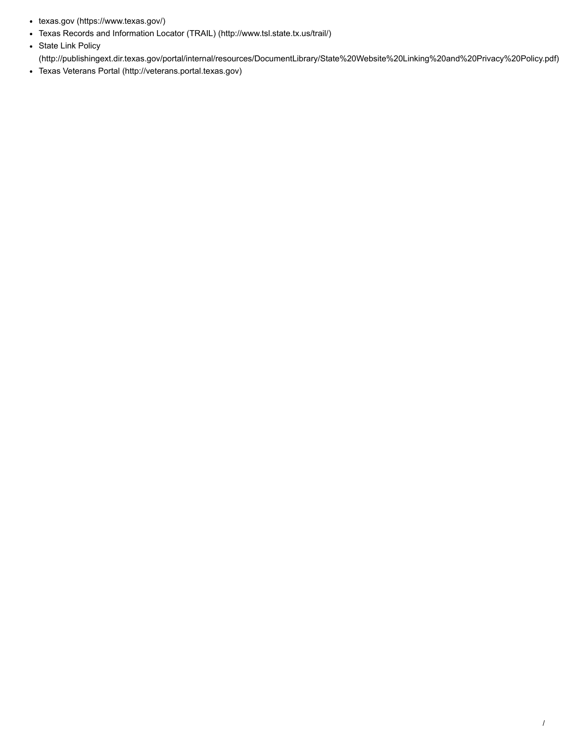- texas.gov (https://www.texas.gov/)
- Texas Records and Information Locator (TRAIL) (http://www.tsl.state.tx.us/trail/)
- State Link Policy (http://publishingext.dir.texas.gov/portal/internal/resources/DocumentLibrary/State%20Website%20Linking%20and%20Privacy%20Policy.pdf)
- Texas Veterans Portal (http://veterans.portal.texas.gov)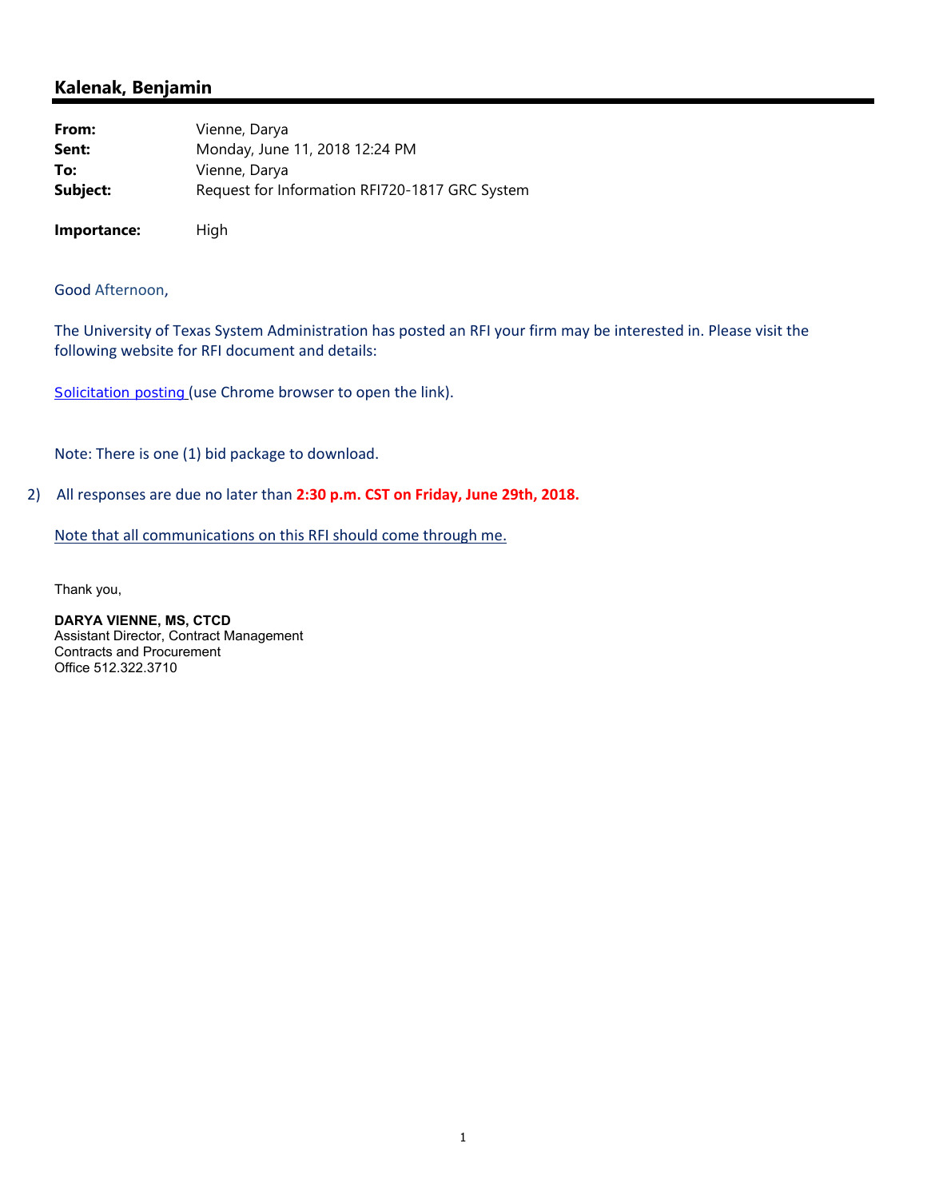## Kalenak, Benjamin

| | |
|---|---|
| **From:** | Vienne, Darya |
| **Sent:** | Monday, June 11, 2018 12:24 PM |
| **To:** | Vienne, Darya |
| **Subject:** | Request for Information RFI720-1817 GRC System |
| **Importance:** | High |

Good Afternoon,

The University of Texas System Administration has posted an RFI your firm may be interested in. Please visit the following website for RFI document and details:

Solicitation posting (use Chrome browser to open the link).

Note: There is one (1) bid package to download.

2) All responses are due no later than **2:30 p.m. CST on Friday, June 29th, 2018.**

Note that all communications on this RFI should come through me.

Thank you,

**DARYA VIENNE, MS, CTCD**
Assistant Director, Contract Management
Contracts and Procurement
Office 512.322.3710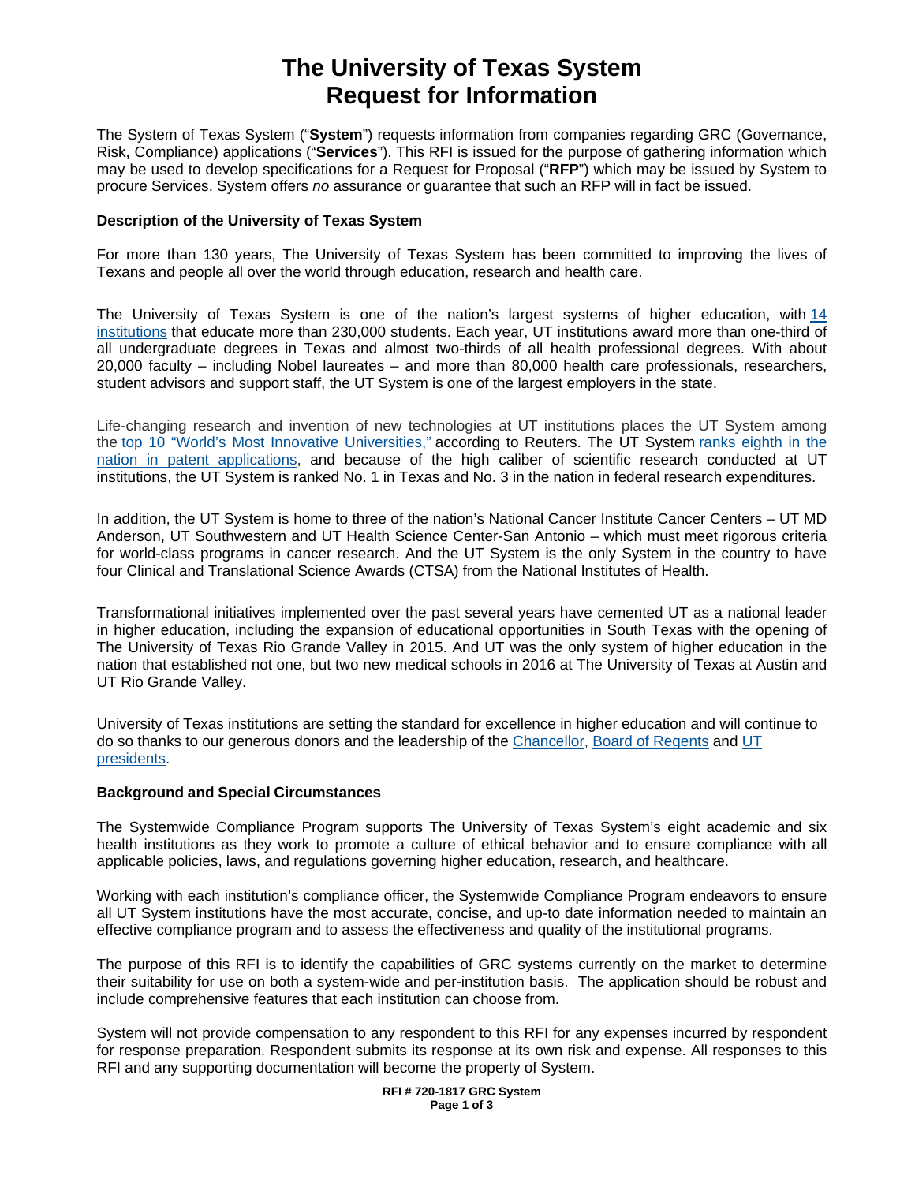# The University of Texas System
# Request for Information

The System of Texas System ("**System**") requests information from companies regarding GRC (Governance, Risk, Compliance) applications ("**Services**"). This RFI is issued for the purpose of gathering information which may be used to develop specifications for a Request for Proposal ("**RFP**") which may be issued by System to procure Services. System offers *no* assurance or guarantee that such an RFP will in fact be issued.

**Description of the University of Texas System**

For more than 130 years, The University of Texas System has been committed to improving the lives of Texans and people all over the world through education, research and health care.

The University of Texas System is one of the nation's largest systems of higher education, with 14 institutions that educate more than 230,000 students. Each year, UT institutions award more than one-third of all undergraduate degrees in Texas and almost two-thirds of all health professional degrees. With about 20,000 faculty – including Nobel laureates – and more than 80,000 health care professionals, researchers, student advisors and support staff, the UT System is one of the largest employers in the state.

Life-changing research and invention of new technologies at UT institutions places the UT System among the top 10 "World's Most Innovative Universities," according to Reuters. The UT System ranks eighth in the nation in patent applications, and because of the high caliber of scientific research conducted at UT institutions, the UT System is ranked No. 1 in Texas and No. 3 in the nation in federal research expenditures.

In addition, the UT System is home to three of the nation's National Cancer Institute Cancer Centers – UT MD Anderson, UT Southwestern and UT Health Science Center-San Antonio – which must meet rigorous criteria for world-class programs in cancer research. And the UT System is the only System in the country to have four Clinical and Translational Science Awards (CTSA) from the National Institutes of Health.

Transformational initiatives implemented over the past several years have cemented UT as a national leader in higher education, including the expansion of educational opportunities in South Texas with the opening of The University of Texas Rio Grande Valley in 2015. And UT was the only system of higher education in the nation that established not one, but two new medical schools in 2016 at The University of Texas at Austin and UT Rio Grande Valley.

University of Texas institutions are setting the standard for excellence in higher education and will continue to do so thanks to our generous donors and the leadership of the Chancellor, Board of Regents and UT presidents.

**Background and Special Circumstances**

The Systemwide Compliance Program supports The University of Texas System's eight academic and six health institutions as they work to promote a culture of ethical behavior and to ensure compliance with all applicable policies, laws, and regulations governing higher education, research, and healthcare.

Working with each institution's compliance officer, the Systemwide Compliance Program endeavors to ensure all UT System institutions have the most accurate, concise, and up-to date information needed to maintain an effective compliance program and to assess the effectiveness and quality of the institutional programs.

The purpose of this RFI is to identify the capabilities of GRC systems currently on the market to determine their suitability for use on both a system-wide and per-institution basis. The application should be robust and include comprehensive features that each institution can choose from.

System will not provide compensation to any respondent to this RFI for any expenses incurred by respondent for response preparation. Respondent submits its response at its own risk and expense. All responses to this RFI and any supporting documentation will become the property of System.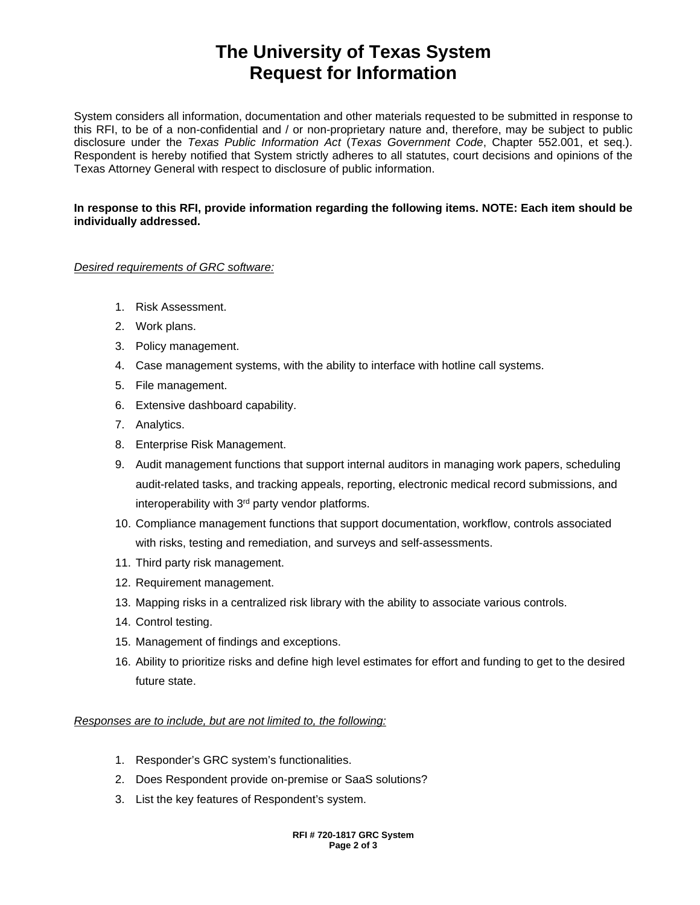# The University of Texas System
# Request for Information

System considers all information, documentation and other materials requested to be submitted in response to this RFI, to be of a non-confidential and / or non-proprietary nature and, therefore, may be subject to public disclosure under the *Texas Public Information Act* (*Texas Government Code*, Chapter 552.001, et seq.). Respondent is hereby notified that System strictly adheres to all statutes, court decisions and opinions of the Texas Attorney General with respect to disclosure of public information.

**In response to this RFI, provide information regarding the following items. NOTE: Each item should be individually addressed.**

*Desired requirements of GRC software:*

1. Risk Assessment.
2. Work plans.
3. Policy management.
4. Case management systems, with the ability to interface with hotline call systems.
5. File management.
6. Extensive dashboard capability.
7. Analytics.
8. Enterprise Risk Management.
9. Audit management functions that support internal auditors in managing work papers, scheduling audit-related tasks, and tracking appeals, reporting, electronic medical record submissions, and interoperability with 3rd party vendor platforms.
10. Compliance management functions that support documentation, workflow, controls associated with risks, testing and remediation, and surveys and self-assessments.
11. Third party risk management.
12. Requirement management.
13. Mapping risks in a centralized risk library with the ability to associate various controls.
14. Control testing.
15. Management of findings and exceptions.
16. Ability to prioritize risks and define high level estimates for effort and funding to get to the desired future state.

*Responses are to include, but are not limited to, the following:*

1. Responder's GRC system's functionalities.
2. Does Respondent provide on-premise or SaaS solutions?
3. List the key features of Respondent's system.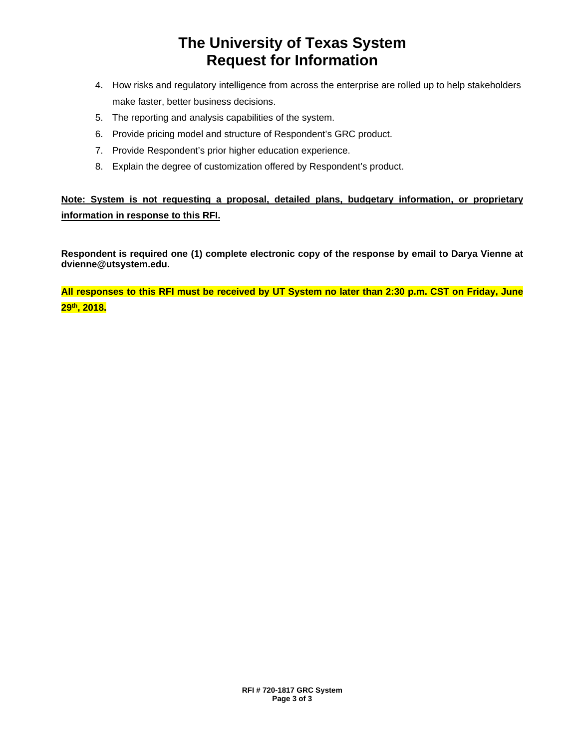4. How risks and regulatory intelligence from across the enterprise are rolled up to help stakeholders make faster, better business decisions.
5. The reporting and analysis capabilities of the system.
6. Provide pricing model and structure of Respondent's GRC product.
7. Provide Respondent's prior higher education experience.
8. Explain the degree of customization offered by Respondent's product.

**Note: System is not requesting a proposal, detailed plans, budgetary information, or proprietary information in response to this RFI.**

**Respondent is required one (1) complete electronic copy of the response by email to Darya Vienne at dvienne@utsystem.edu.**

**All responses to this RFI must be received by UT System no later than 2:30 p.m. CST on Friday, June 29th, 2018.**